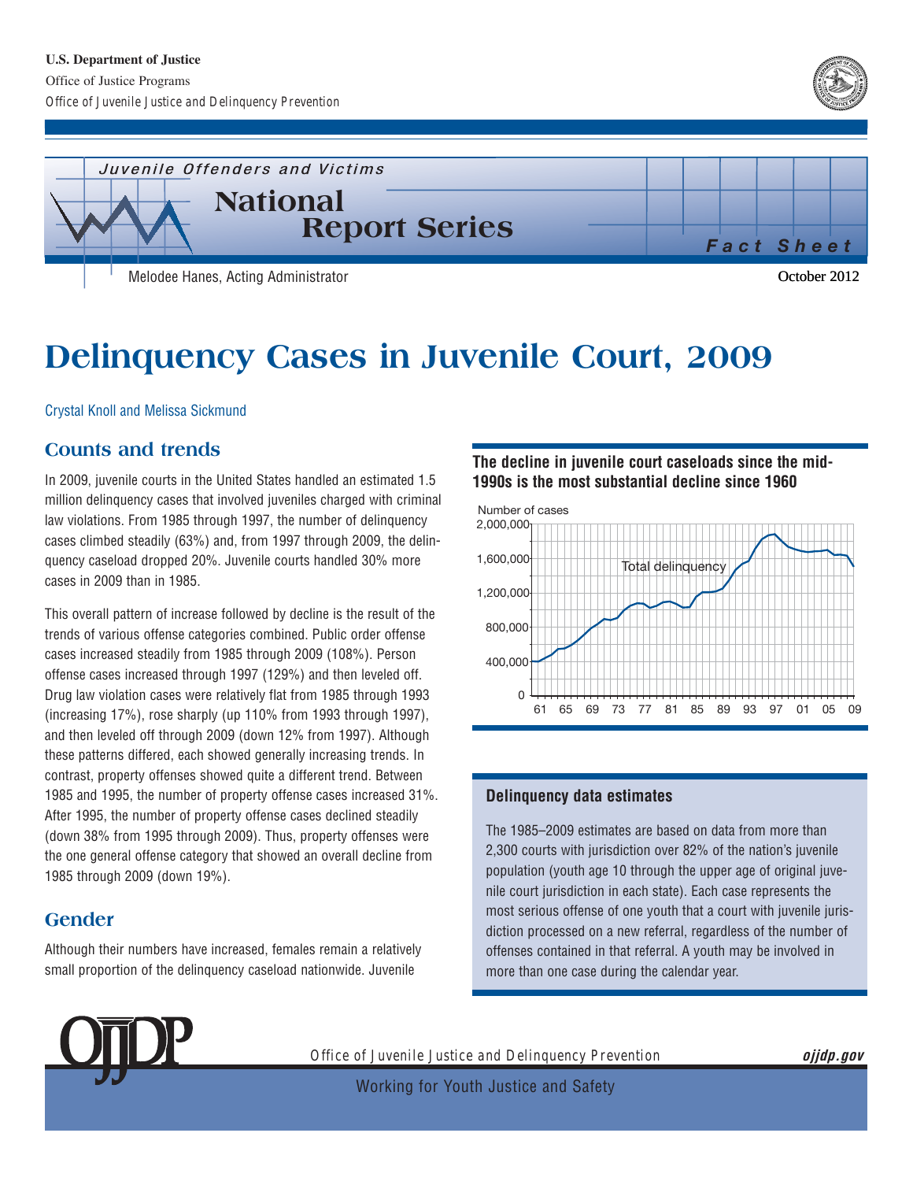U.S. Department of Justice
Office of Justice Programs
Office of Juvenile Justice and Delinquency Prevention

*Juvenile Offenders and Victims*

**National Report Series**

***Fact Sheet***

Melodee Hanes, Acting Administrator

October 2012

# Delinquency Cases in Juvenile Court, 2009

Crystal Knoll and Melissa Sickmund

## Counts and trends

In 2009, juvenile courts in the United States handled an estimated 1.5 million delinquency cases that involved juveniles charged with criminal law violations. From 1985 through 1997, the number of delinquency cases climbed steadily (63%) and, from 1997 through 2009, the delinquency caseload dropped 20%. Juvenile courts handled 30% more cases in 2009 than in 1985.

This overall pattern of increase followed by decline is the result of the trends of various offense categories combined. Public order offense cases increased steadily from 1985 through 2009 (108%). Person offense cases increased through 1997 (129%) and then leveled off. Drug law violation cases were relatively flat from 1985 through 1993 (increasing 17%), rose sharply (up 110% from 1993 through 1997), and then leveled off through 2009 (down 12% from 1997). Although these patterns differed, each showed generally increasing trends. In contrast, property offenses showed quite a different trend. Between 1985 and 1995, the number of property offense cases increased 31%. After 1995, the number of property offense cases declined steadily (down 38% from 1995 through 2009). Thus, property offenses were the one general offense category that showed an overall decline from 1985 through 2009 (down 19%).

**The decline in juvenile court caseloads since the mid-1990s is the most substantial decline since 1960**

Number of cases

Total delinquency

0 – 2,000,000; years 61 – 09

### Delinquency data estimates

The 1985–2009 estimates are based on data from more than 2,300 courts with jurisdiction over 82% of the nation's juvenile population (youth age 10 through the upper age of original juvenile court jurisdiction in each state). Each case represents the most serious offense of one youth that a court with juvenile jurisdiction processed on a new referral, regardless of the number of offenses contained in that referral. A youth may be involved in more than one case during the calendar year.

## Gender

Although their numbers have increased, females remain a relatively small proportion of the delinquency caseload nationwide. Juvenile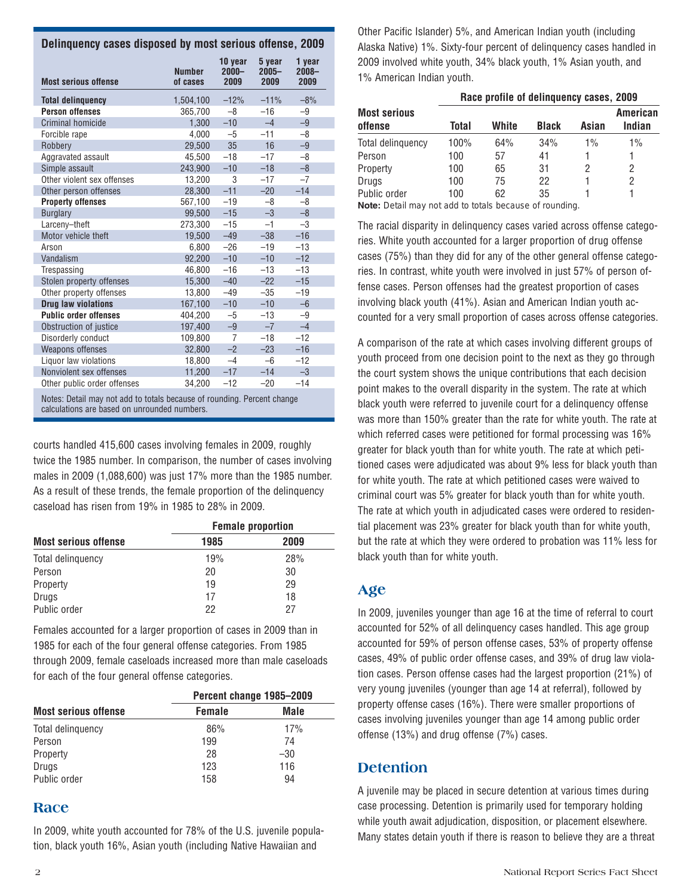**Delinquency cases disposed by most serious offense, 2009**

| Most serious offense | Number of cases | 10 year 2000–2009 | 5 year 2005–2009 | 1 year 2008–2009 |
|---|---|---|---|---|
| **Total delinquency** | 1,504,100 | –12% | –11% | –8% |
| **Person offenses** | 365,700 | –8 | –16 | –9 |
| Criminal homicide | 1,300 | –10 | –4 | –9 |
| Forcible rape | 4,000 | –5 | –11 | –8 |
| Robbery | 29,500 | 35 | 16 | –9 |
| Aggravated assault | 45,500 | –18 | –17 | –8 |
| Simple assault | 243,900 | –10 | –18 | –8 |
| Other violent sex offenses | 13,200 | 3 | –17 | –7 |
| Other person offenses | 28,300 | –11 | –20 | –14 |
| **Property offenses** | 567,100 | –19 | –8 | –8 |
| Burglary | 99,500 | –15 | –3 | –8 |
| Larceny–theft | 273,300 | –15 | –1 | –3 |
| Motor vehicle theft | 19,500 | –49 | –38 | –16 |
| Arson | 6,800 | –26 | –19 | –13 |
| Vandalism | 92,200 | –10 | –10 | –12 |
| Trespassing | 46,800 | –16 | –13 | –13 |
| Stolen property offenses | 15,300 | –40 | –22 | –15 |
| Other property offenses | 13,800 | –49 | –35 | –19 |
| **Drug law violations** | 167,100 | –10 | –10 | –6 |
| **Public order offenses** | 404,200 | –5 | –13 | –9 |
| Obstruction of justice | 197,400 | –9 | –7 | –4 |
| Disorderly conduct | 109,800 | 7 | –18 | –12 |
| Weapons offenses | 32,800 | –2 | –23 | –16 |
| Liquor law violations | 18,800 | –4 | –6 | –12 |
| Nonviolent sex offenses | 11,200 | –17 | –14 | –3 |
| Other public order offenses | 34,200 | –12 | –20 | –14 |

Notes: Detail may not add to totals because of rounding. Percent change calculations are based on unrounded numbers.

courts handled 415,600 cases involving females in 2009, roughly twice the 1985 number. In comparison, the number of cases involving males in 2009 (1,088,600) was just 17% more than the 1985 number. As a result of these trends, the female proportion of the delinquency caseload has risen from 19% in 1985 to 28% in 2009.

| | Female proportion | |
|---|---|---|
| **Most serious offense** | **1985** | **2009** |
| Total delinquency | 19% | 28% |
| Person | 20 | 30 |
| Property | 19 | 29 |
| Drugs | 17 | 18 |
| Public order | 22 | 27 |

Females accounted for a larger proportion of cases in 2009 than in 1985 for each of the four general offense categories. From 1985 through 2009, female caseloads increased more than male caseloads for each of the four general offense categories.

| | Percent change 1985–2009 | |
|---|---|---|
| **Most serious offense** | **Female** | **Male** |
| Total delinquency | 86% | 17% |
| Person | 199 | 74 |
| Property | 28 | –30 |
| Drugs | 123 | 116 |
| Public order | 158 | 94 |

## Race

In 2009, white youth accounted for 78% of the U.S. juvenile population, black youth 16%, Asian youth (including Native Hawaiian and Other Pacific Islander) 5%, and American Indian youth (including Alaska Native) 1%. Sixty-four percent of delinquency cases handled in 2009 involved white youth, 34% black youth, 1% Asian youth, and 1% American Indian youth.

| | Race profile of delinquency cases, 2009 | | | | |
|---|---|---|---|---|---|
| **Most serious offense** | **Total** | **White** | **Black** | **Asian** | **American Indian** |
| Total delinquency | 100% | 64% | 34% | 1% | 1% |
| Person | 100 | 57 | 41 | 1 | 1 |
| Property | 100 | 65 | 31 | 2 | 2 |
| Drugs | 100 | 75 | 22 | 1 | 2 |
| Public order | 100 | 62 | 35 | 1 | 1 |

**Note:** Detail may not add to totals because of rounding.

The racial disparity in delinquency cases varied across offense categories. White youth accounted for a larger proportion of drug offense cases (75%) than they did for any of the other general offense categories. In contrast, white youth were involved in just 57% of person offense cases. Person offenses had the greatest proportion of cases involving black youth (41%). Asian and American Indian youth accounted for a very small proportion of cases across offense categories.

A comparison of the rate at which cases involving different groups of youth proceed from one decision point to the next as they go through the court system shows the unique contributions that each decision point makes to the overall disparity in the system. The rate at which black youth were referred to juvenile court for a delinquency offense was more than 150% greater than the rate for white youth. The rate at which referred cases were petitioned for formal processing was 16% greater for black youth than for white youth. The rate at which petitioned cases were adjudicated was about 9% less for black youth than for white youth. The rate at which petitioned cases were waived to criminal court was 5% greater for black youth than for white youth. The rate at which youth in adjudicated cases were ordered to residential placement was 23% greater for black youth than for white youth, but the rate at which they were ordered to probation was 11% less for black youth than for white youth.

## Age

In 2009, juveniles younger than age 16 at the time of referral to court accounted for 52% of all delinquency cases handled. This age group accounted for 59% of person offense cases, 53% of property offense cases, 49% of public order offense cases, and 39% of drug law violation cases. Person offense cases had the largest proportion (21%) of very young juveniles (younger than age 14 at referral), followed by property offense cases (16%). There were smaller proportions of cases involving juveniles younger than age 14 among public order offense (13%) and drug offense (7%) cases.

## Detention

A juvenile may be placed in secure detention at various times during case processing. Detention is primarily used for temporary holding while youth await adjudication, disposition, or placement elsewhere. Many states detain youth if there is reason to believe they are a threat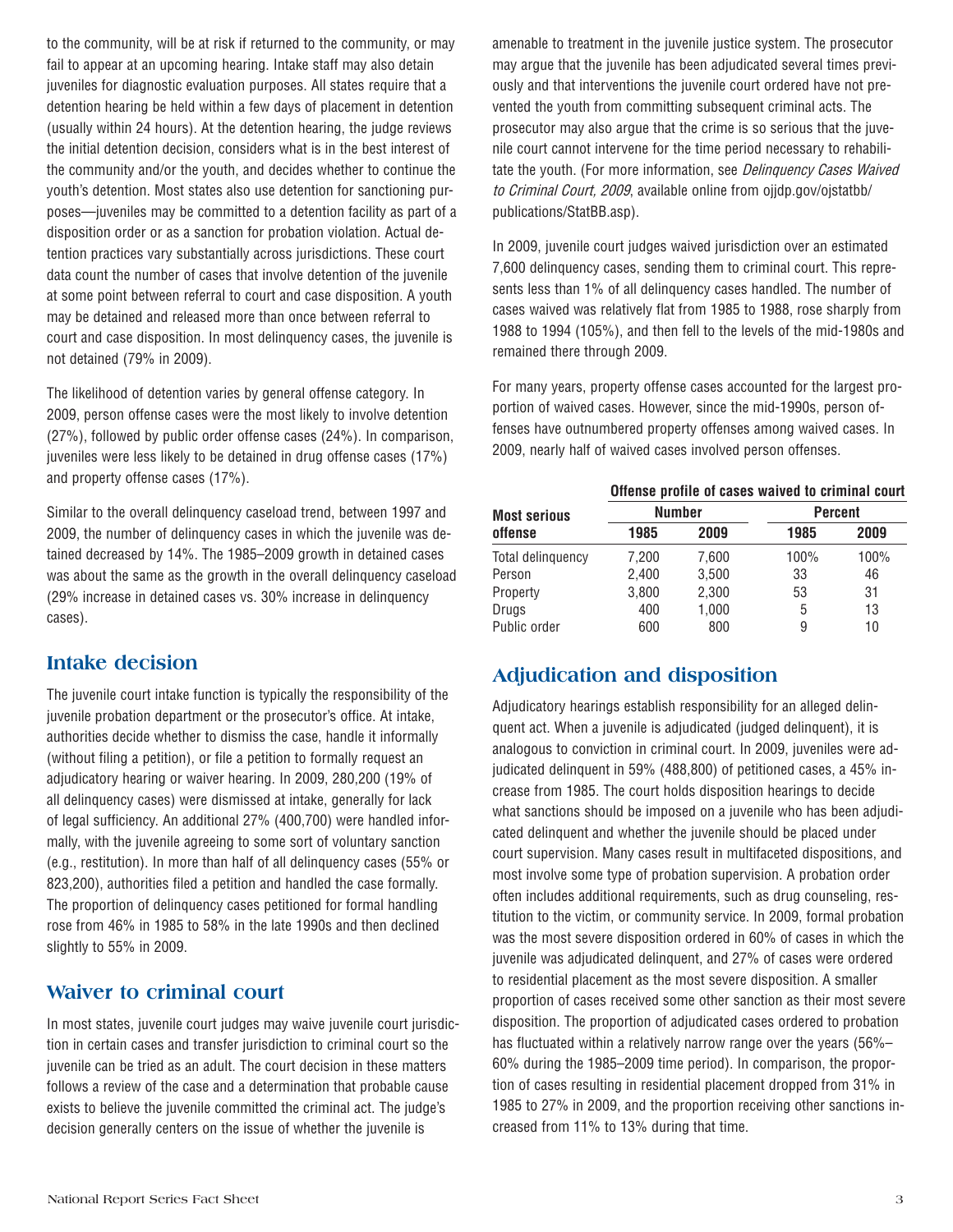to the community, will be at risk if returned to the community, or may fail to appear at an upcoming hearing. Intake staff may also detain juveniles for diagnostic evaluation purposes. All states require that a detention hearing be held within a few days of placement in detention (usually within 24 hours). At the detention hearing, the judge reviews the initial detention decision, considers what is in the best interest of the community and/or the youth, and decides whether to continue the youth's detention. Most states also use detention for sanctioning purposes—juveniles may be committed to a detention facility as part of a disposition order or as a sanction for probation violation. Actual detention practices vary substantially across jurisdictions. These court data count the number of cases that involve detention of the juvenile at some point between referral to court and case disposition. A youth may be detained and released more than once between referral to court and case disposition. In most delinquency cases, the juvenile is not detained (79% in 2009).

The likelihood of detention varies by general offense category. In 2009, person offense cases were the most likely to involve detention (27%), followed by public order offense cases (24%). In comparison, juveniles were less likely to be detained in drug offense cases (17%) and property offense cases (17%).

Similar to the overall delinquency caseload trend, between 1997 and 2009, the number of delinquency cases in which the juvenile was detained decreased by 14%. The 1985–2009 growth in detained cases was about the same as the growth in the overall delinquency caseload (29% increase in detained cases vs. 30% increase in delinquency cases).

## Intake decision

The juvenile court intake function is typically the responsibility of the juvenile probation department or the prosecutor's office. At intake, authorities decide whether to dismiss the case, handle it informally (without filing a petition), or file a petition to formally request an adjudicatory hearing or waiver hearing. In 2009, 280,200 (19% of all delinquency cases) were dismissed at intake, generally for lack of legal sufficiency. An additional 27% (400,700) were handled informally, with the juvenile agreeing to some sort of voluntary sanction (e.g., restitution). In more than half of all delinquency cases (55% or 823,200), authorities filed a petition and handled the case formally. The proportion of delinquency cases petitioned for formal handling rose from 46% in 1985 to 58% in the late 1990s and then declined slightly to 55% in 2009.

## Waiver to criminal court

In most states, juvenile court judges may waive juvenile court jurisdiction in certain cases and transfer jurisdiction to criminal court so the juvenile can be tried as an adult. The court decision in these matters follows a review of the case and a determination that probable cause exists to believe the juvenile committed the criminal act. The judge's decision generally centers on the issue of whether the juvenile is amenable to treatment in the juvenile justice system. The prosecutor may argue that the juvenile has been adjudicated several times previously and that interventions the juvenile court ordered have not prevented the youth from committing subsequent criminal acts. The prosecutor may also argue that the crime is so serious that the juvenile court cannot intervene for the time period necessary to rehabilitate the youth. (For more information, see *Delinquency Cases Waived to Criminal Court, 2009*, available online from ojjdp.gov/ojstatbb/publications/StatBB.asp).

In 2009, juvenile court judges waived jurisdiction over an estimated 7,600 delinquency cases, sending them to criminal court. This represents less than 1% of all delinquency cases handled. The number of cases waived was relatively flat from 1985 to 1988, rose sharply from 1988 to 1994 (105%), and then fell to the levels of the mid-1980s and remained there through 2009.

For many years, property offense cases accounted for the largest proportion of waived cases. However, since the mid-1990s, person offenses have outnumbered property offenses among waived cases. In 2009, nearly half of waived cases involved person offenses.

**Offense profile of cases waived to criminal court**

| Most serious offense | Number | | Percent | |
|---|---|---|---|---|
| | 1985 | 2009 | 1985 | 2009 |
| Total delinquency | 7,200 | 7,600 | 100% | 100% |
| Person | 2,400 | 3,500 | 33 | 46 |
| Property | 3,800 | 2,300 | 53 | 31 |
| Drugs | 400 | 1,000 | 5 | 13 |
| Public order | 600 | 800 | 9 | 10 |

## Adjudication and disposition

Adjudicatory hearings establish responsibility for an alleged delinquent act. When a juvenile is adjudicated (judged delinquent), it is analogous to conviction in criminal court. In 2009, juveniles were adjudicated delinquent in 59% (488,800) of petitioned cases, a 45% increase from 1985. The court holds disposition hearings to decide what sanctions should be imposed on a juvenile who has been adjudicated delinquent and whether the juvenile should be placed under court supervision. Many cases result in multifaceted dispositions, and most involve some type of probation supervision. A probation order often includes additional requirements, such as drug counseling, restitution to the victim, or community service. In 2009, formal probation was the most severe disposition ordered in 60% of cases in which the juvenile was adjudicated delinquent, and 27% of cases were ordered to residential placement as the most severe disposition. A smaller proportion of cases received some other sanction as their most severe disposition. The proportion of adjudicated cases ordered to probation has fluctuated within a relatively narrow range over the years (56%–60% during the 1985–2009 time period). In comparison, the proportion of cases resulting in residential placement dropped from 31% in 1985 to 27% in 2009, and the proportion receiving other sanctions increased from 11% to 13% during that time.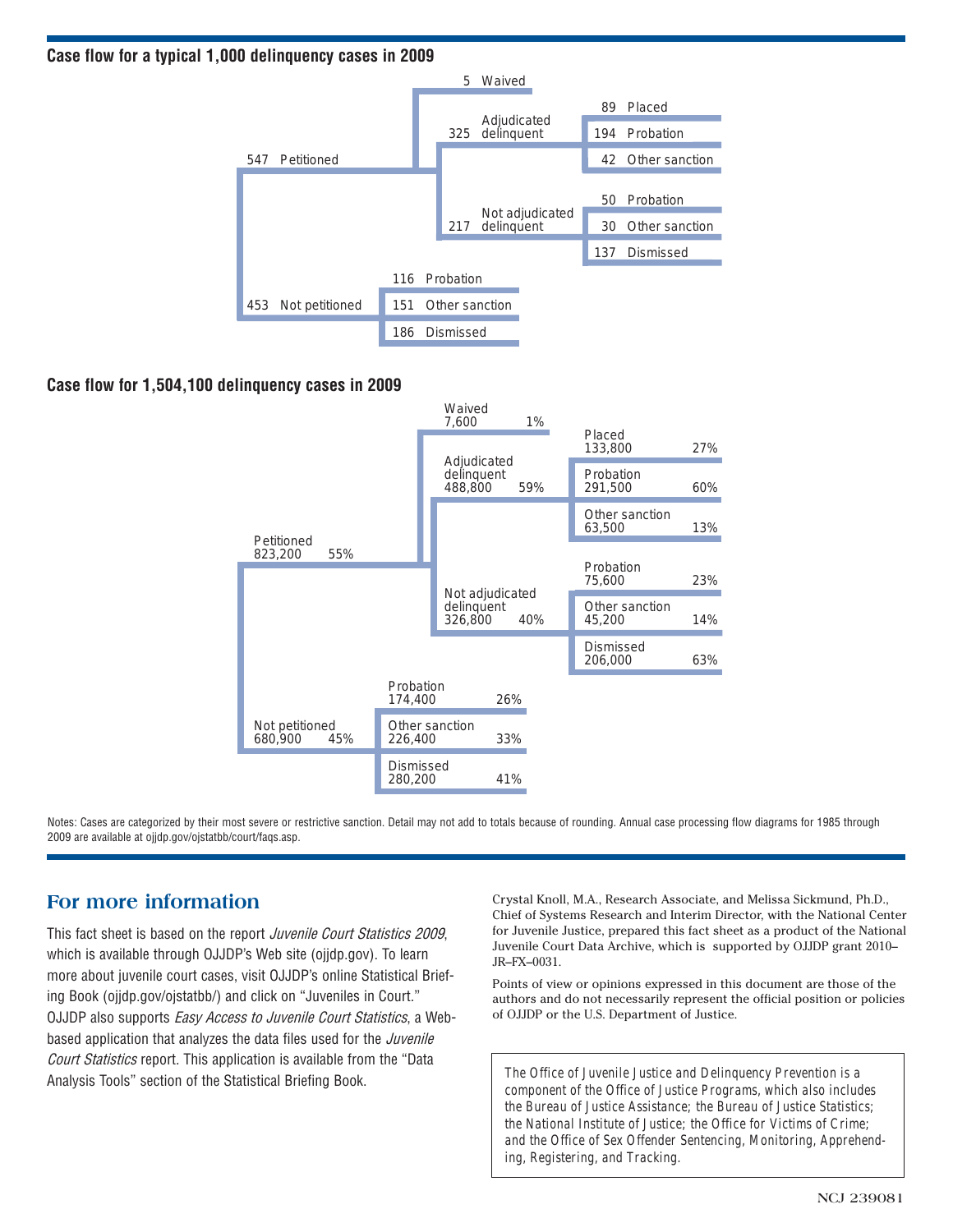**Case flow for a typical 1,000 delinquency cases in 2009**

5 Waived

325 Adjudicated delinquent

89 Placed

194 Probation

42 Other sanction

547 Petitioned

217 Not adjudicated delinquent

50 Probation

30 Other sanction

137 Dismissed

453 Not petitioned

116 Probation

151 Other sanction

186 Dismissed

**Case flow for 1,504,100 delinquency cases in 2009**

Waived 7,600 1%

Adjudicated delinquent 488,800 59%

Placed 133,800 27%

Probation 291,500 60%

Other sanction 63,500 13%

Petitioned 823,200 55%

Not adjudicated delinquent 326,800 40%

Probation 75,600 23%

Other sanction 45,200 14%

Dismissed 206,000 63%

Not petitioned 680,900 45%

Probation 174,400 26%

Other sanction 226,400 33%

Dismissed 280,200 41%

Notes: Cases are categorized by their most severe or restrictive sanction. Detail may not add to totals because of rounding. Annual case processing flow diagrams for 1985 through 2009 are available at ojjdp.gov/ojstatbb/court/faqs.asp.

## For more information

This fact sheet is based on the report *Juvenile Court Statistics 2009*, which is available through OJJDP's Web site (ojjdp.gov). To learn more about juvenile court cases, visit OJJDP's online Statistical Briefing Book (ojjdp.gov/ojstatbb/) and click on "Juveniles in Court." OJJDP also supports *Easy Access to Juvenile Court Statistics*, a Web-based application that analyzes the data files used for the *Juvenile Court Statistics* report. This application is available from the "Data Analysis Tools" section of the Statistical Briefing Book.

Crystal Knoll, M.A., Research Associate, and Melissa Sickmund, Ph.D., Chief of Systems Research and Interim Director, with the National Center for Juvenile Justice, prepared this fact sheet as a product of the National Juvenile Court Data Archive, which is supported by OJJDP grant 2010–JR–FX–0031.

Points of view or opinions expressed in this document are those of the authors and do not necessarily represent the official position or policies of OJJDP or the U.S. Department of Justice.

The Office of Juvenile Justice and Delinquency Prevention is a component of the Office of Justice Programs, which also includes the Bureau of Justice Assistance; the Bureau of Justice Statistics; the National Institute of Justice; the Office for Victims of Crime; and the Office of Sex Offender Sentencing, Monitoring, Apprehending, Registering, and Tracking.

NCJ 239081